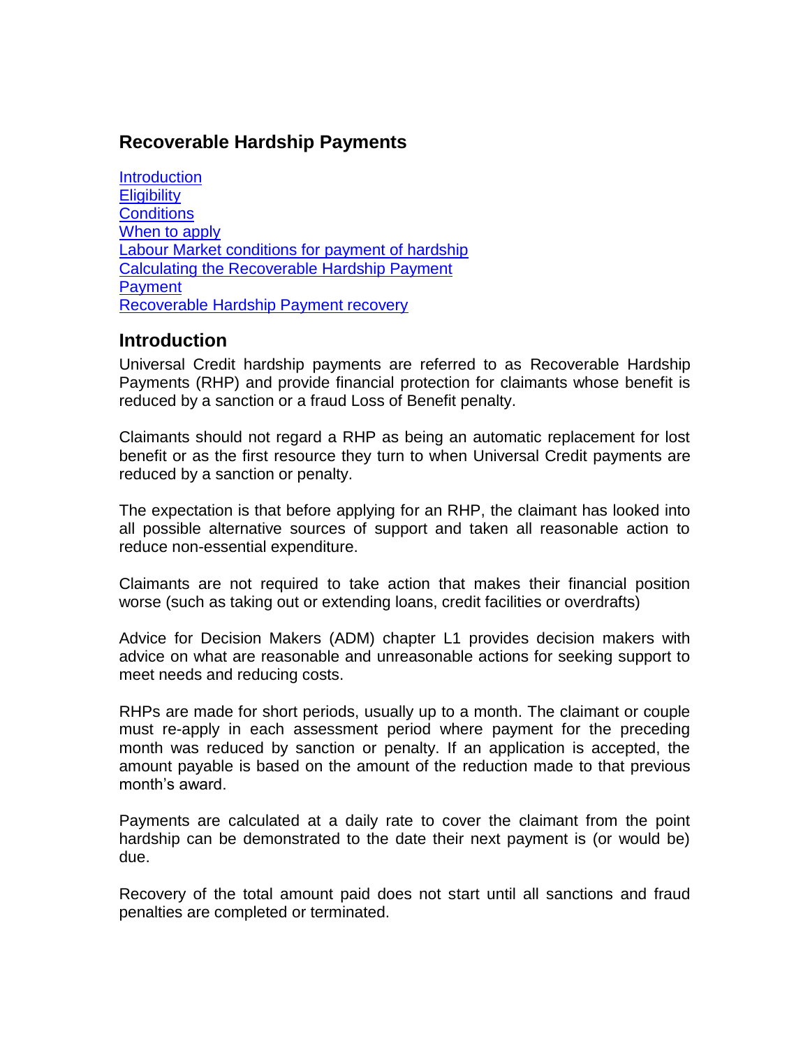# Recoverable Hardship Payments

[Introduction](#introduction)
[Eligibility](#eligibility)
[Conditions](#conditions)
[When to apply](#when-to-apply)
[Labour Market conditions for payment of hardship](#labour-market-conditions-for-payment-of-hardship)
[Calculating the Recoverable Hardship Payment](#calculating-the-recoverable-hardship-payment)
[Payment](#payment)
[Recoverable Hardship Payment recovery](#recoverable-hardship-payment-recovery)

## Introduction

Universal Credit hardship payments are referred to as Recoverable Hardship Payments (RHP) and provide financial protection for claimants whose benefit is reduced by a sanction or a fraud Loss of Benefit penalty.

Claimants should not regard a RHP as being an automatic replacement for lost benefit or as the first resource they turn to when Universal Credit payments are reduced by a sanction or penalty.

The expectation is that before applying for an RHP, the claimant has looked into all possible alternative sources of support and taken all reasonable action to reduce non-essential expenditure.

Claimants are not required to take action that makes their financial position worse (such as taking out or extending loans, credit facilities or overdrafts)

Advice for Decision Makers (ADM) chapter L1 provides decision makers with advice on what are reasonable and unreasonable actions for seeking support to meet needs and reducing costs.

RHPs are made for short periods, usually up to a month. The claimant or couple must re-apply in each assessment period where payment for the preceding month was reduced by sanction or penalty. If an application is accepted, the amount payable is based on the amount of the reduction made to that previous month's award.

Payments are calculated at a daily rate to cover the claimant from the point hardship can be demonstrated to the date their next payment is (or would be) due.

Recovery of the total amount paid does not start until all sanctions and fraud penalties are completed or terminated.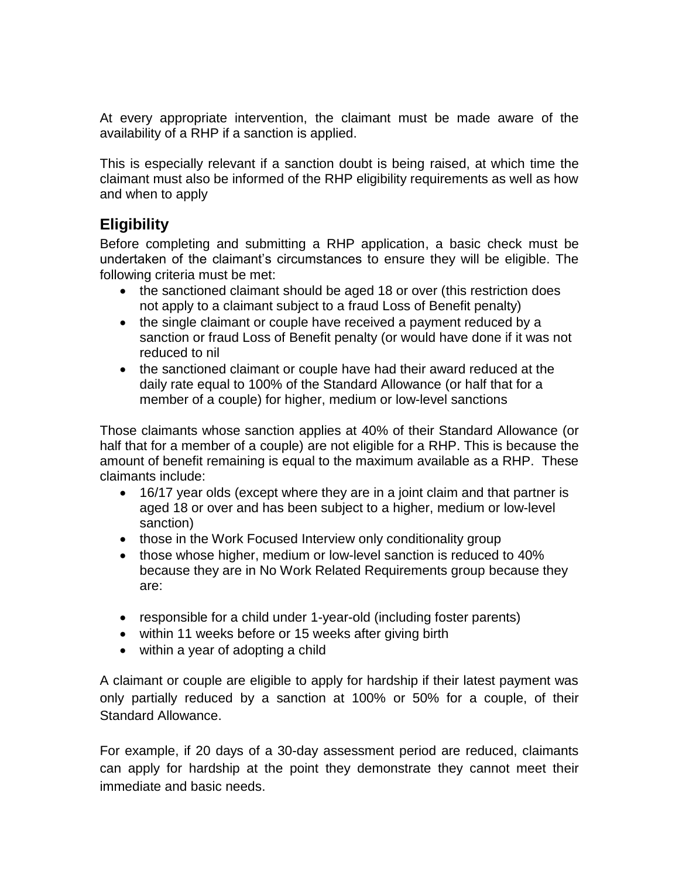At every appropriate intervention, the claimant must be made aware of the availability of a RHP if a sanction is applied.

This is especially relevant if a sanction doubt is being raised, at which time the claimant must also be informed of the RHP eligibility requirements as well as how and when to apply

## Eligibility

Before completing and submitting a RHP application, a basic check must be undertaken of the claimant's circumstances to ensure they will be eligible. The following criteria must be met:

- the sanctioned claimant should be aged 18 or over (this restriction does not apply to a claimant subject to a fraud Loss of Benefit penalty)
- the single claimant or couple have received a payment reduced by a sanction or fraud Loss of Benefit penalty (or would have done if it was not reduced to nil
- the sanctioned claimant or couple have had their award reduced at the daily rate equal to 100% of the Standard Allowance (or half that for a member of a couple) for higher, medium or low-level sanctions

Those claimants whose sanction applies at 40% of their Standard Allowance (or half that for a member of a couple) are not eligible for a RHP. This is because the amount of benefit remaining is equal to the maximum available as a RHP. These claimants include:

- 16/17 year olds (except where they are in a joint claim and that partner is aged 18 or over and has been subject to a higher, medium or low-level sanction)
- those in the Work Focused Interview only conditionality group
- those whose higher, medium or low-level sanction is reduced to 40% because they are in No Work Related Requirements group because they are:

- responsible for a child under 1-year-old (including foster parents)
- within 11 weeks before or 15 weeks after giving birth
- within a year of adopting a child

A claimant or couple are eligible to apply for hardship if their latest payment was only partially reduced by a sanction at 100% or 50% for a couple, of their Standard Allowance.

For example, if 20 days of a 30-day assessment period are reduced, claimants can apply for hardship at the point they demonstrate they cannot meet their immediate and basic needs.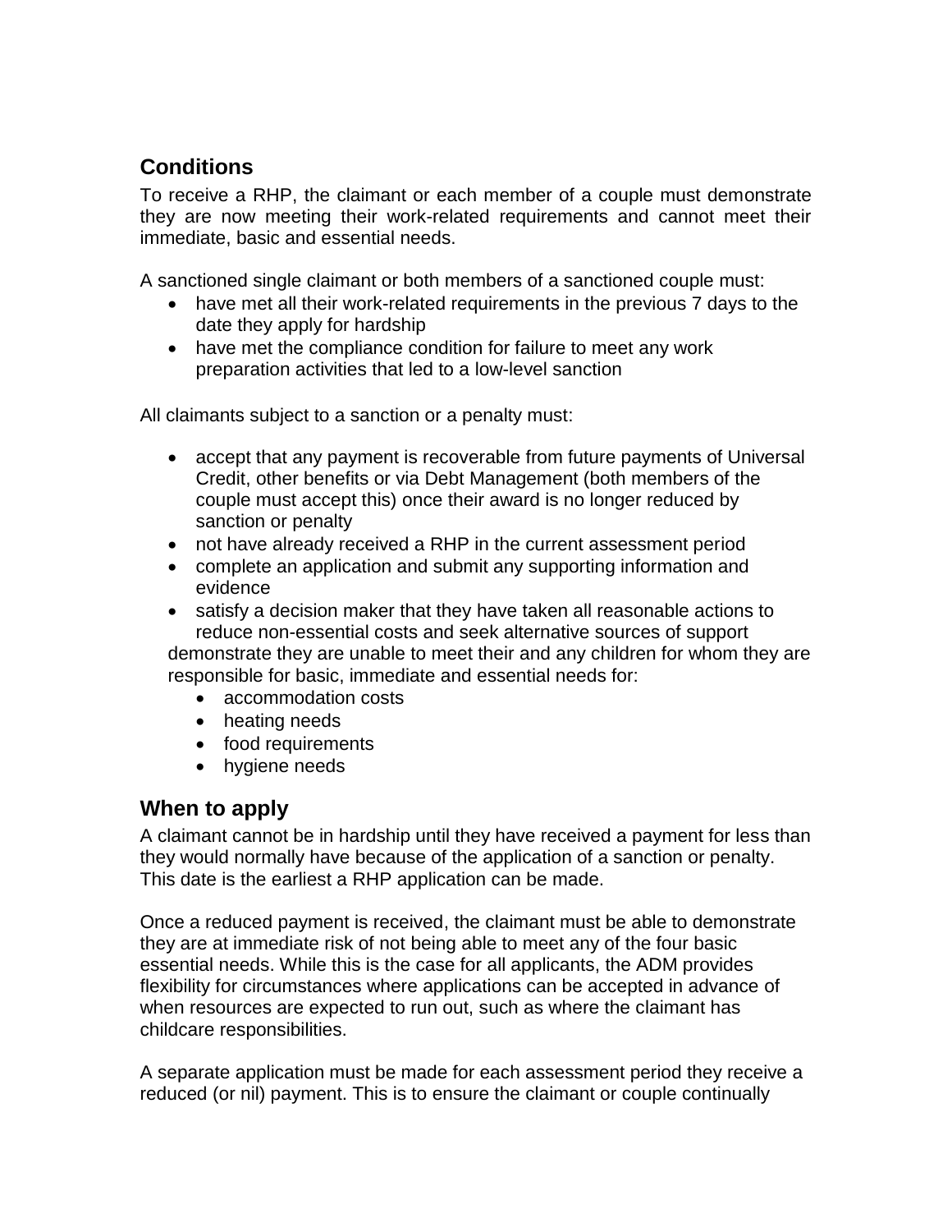## Conditions

To receive a RHP, the claimant or each member of a couple must demonstrate they are now meeting their work-related requirements and cannot meet their immediate, basic and essential needs.

A sanctioned single claimant or both members of a sanctioned couple must:

- have met all their work-related requirements in the previous 7 days to the date they apply for hardship
- have met the compliance condition for failure to meet any work preparation activities that led to a low-level sanction

All claimants subject to a sanction or a penalty must:

- accept that any payment is recoverable from future payments of Universal Credit, other benefits or via Debt Management (both members of the couple must accept this) once their award is no longer reduced by sanction or penalty
- not have already received a RHP in the current assessment period
- complete an application and submit any supporting information and evidence
- satisfy a decision maker that they have taken all reasonable actions to reduce non-essential costs and seek alternative sources of support

demonstrate they are unable to meet their and any children for whom they are responsible for basic, immediate and essential needs for:

- accommodation costs
- heating needs
- food requirements
- hygiene needs

## When to apply

A claimant cannot be in hardship until they have received a payment for less than they would normally have because of the application of a sanction or penalty. This date is the earliest a RHP application can be made.

Once a reduced payment is received, the claimant must be able to demonstrate they are at immediate risk of not being able to meet any of the four basic essential needs. While this is the case for all applicants, the ADM provides flexibility for circumstances where applications can be accepted in advance of when resources are expected to run out, such as where the claimant has childcare responsibilities.

A separate application must be made for each assessment period they receive a reduced (or nil) payment. This is to ensure the claimant or couple continually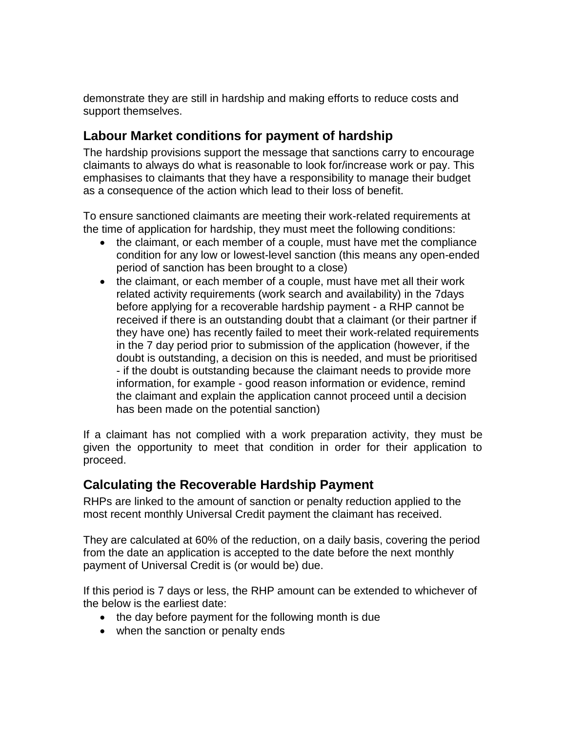demonstrate they are still in hardship and making efforts to reduce costs and support themselves.

## Labour Market conditions for payment of hardship

The hardship provisions support the message that sanctions carry to encourage claimants to always do what is reasonable to look for/increase work or pay. This emphasises to claimants that they have a responsibility to manage their budget as a consequence of the action which lead to their loss of benefit.

To ensure sanctioned claimants are meeting their work-related requirements at the time of application for hardship, they must meet the following conditions:

- the claimant, or each member of a couple, must have met the compliance condition for any low or lowest-level sanction (this means any open-ended period of sanction has been brought to a close)
- the claimant, or each member of a couple, must have met all their work related activity requirements (work search and availability) in the 7days before applying for a recoverable hardship payment - a RHP cannot be received if there is an outstanding doubt that a claimant (or their partner if they have one) has recently failed to meet their work-related requirements in the 7 day period prior to submission of the application (however, if the doubt is outstanding, a decision on this is needed, and must be prioritised - if the doubt is outstanding because the claimant needs to provide more information, for example - good reason information or evidence, remind the claimant and explain the application cannot proceed until a decision has been made on the potential sanction)

If a claimant has not complied with a work preparation activity, they must be given the opportunity to meet that condition in order for their application to proceed.

## Calculating the Recoverable Hardship Payment

RHPs are linked to the amount of sanction or penalty reduction applied to the most recent monthly Universal Credit payment the claimant has received.

They are calculated at 60% of the reduction, on a daily basis, covering the period from the date an application is accepted to the date before the next monthly payment of Universal Credit is (or would be) due.

If this period is 7 days or less, the RHP amount can be extended to whichever of the below is the earliest date:

- the day before payment for the following month is due
- when the sanction or penalty ends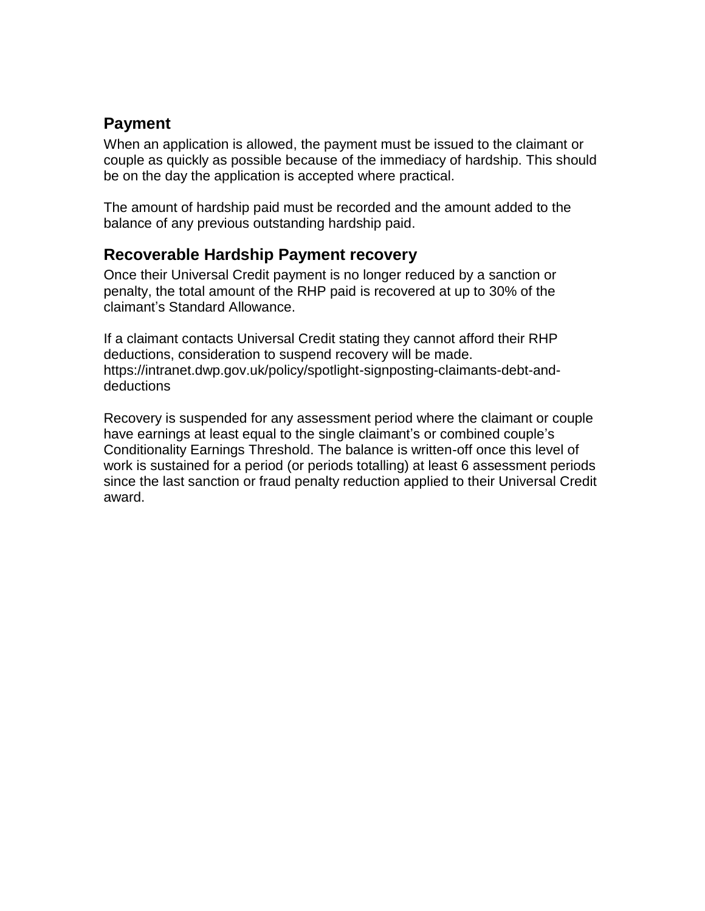## Payment

When an application is allowed, the payment must be issued to the claimant or couple as quickly as possible because of the immediacy of hardship. This should be on the day the application is accepted where practical.

The amount of hardship paid must be recorded and the amount added to the balance of any previous outstanding hardship paid.

## Recoverable Hardship Payment recovery

Once their Universal Credit payment is no longer reduced by a sanction or penalty, the total amount of the RHP paid is recovered at up to 30% of the claimant's Standard Allowance.

If a claimant contacts Universal Credit stating they cannot afford their RHP deductions, consideration to suspend recovery will be made. https://intranet.dwp.gov.uk/policy/spotlight-signposting-claimants-debt-and-deductions

Recovery is suspended for any assessment period where the claimant or couple have earnings at least equal to the single claimant's or combined couple's Conditionality Earnings Threshold. The balance is written-off once this level of work is sustained for a period (or periods totalling) at least 6 assessment periods since the last sanction or fraud penalty reduction applied to their Universal Credit award.